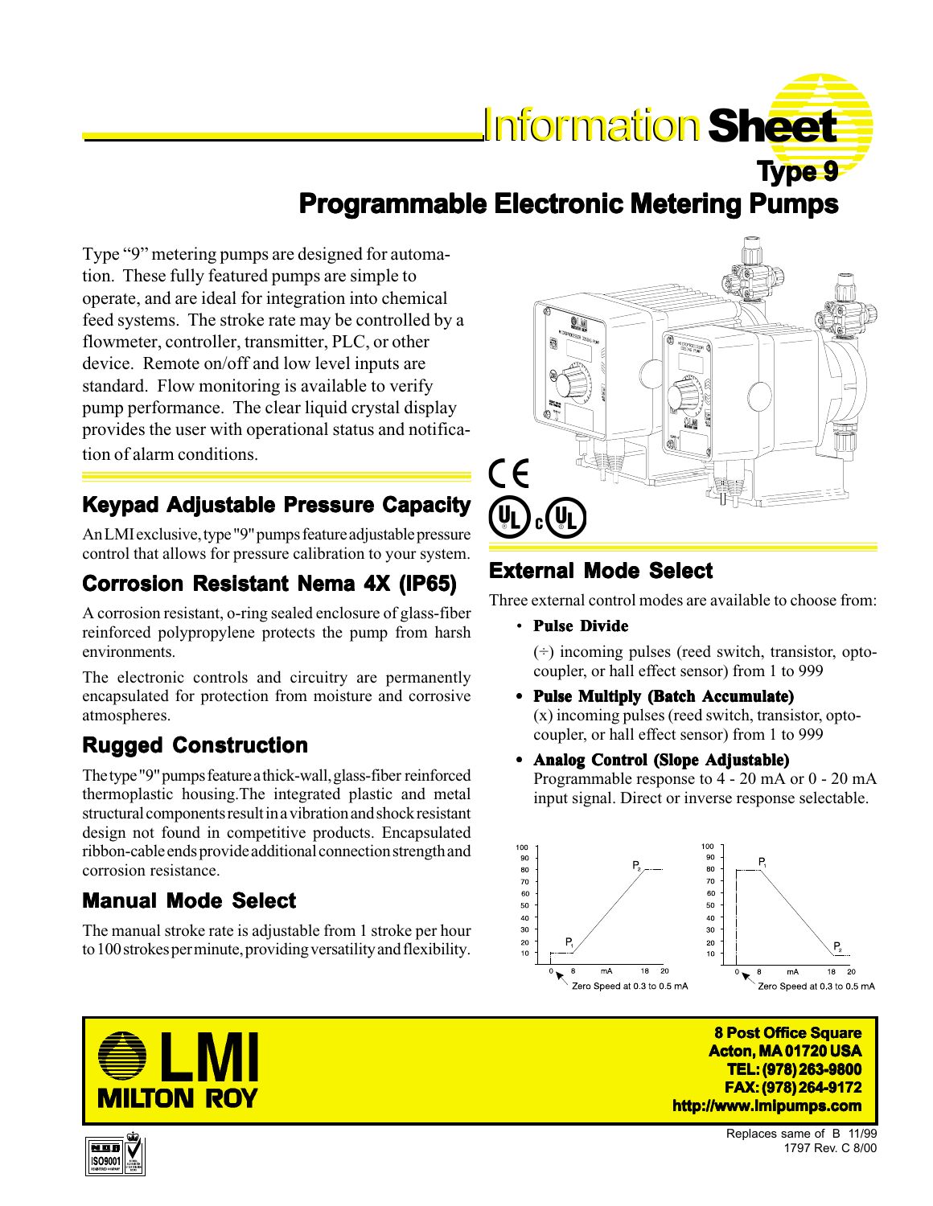# Information Sheet

## Type 9

# Programmable Electronic Metering Pumps

Type "9" metering pumps are designed for automation. These fully featured pumps are simple to operate, and are ideal for integration into chemical feed systems. The stroke rate may be controlled by a flowmeter, controller, transmitter, PLC, or other device. Remote on/off and low level inputs are standard. Flow monitoring is available to verify pump performance. The clear liquid crystal display provides the user with operational status and notification of alarm conditions.

## Keypad Adjustable Pressure Capacity

An LMI exclusive, type "9" pumps feature adjustable pressure control that allows for pressure calibration to your system.

## Corrosion Resistant Nema 4X (IP65)

A corrosion resistant, o-ring sealed enclosure of glass-fiber reinforced polypropylene protects the pump from harsh environments.

The electronic controls and circuitry are permanently encapsulated for protection from moisture and corrosive atmospheres.

## Rugged Construction

The type "9" pumps feature a thick-wall, glass-fiber reinforced thermoplastic housing. The integrated plastic and metal structural components result in a vibration and shock resistant design not found in competitive products. Encapsulated ribbon-cable ends provide additional connection strength and corrosion resistance.

## Manual Mode Select

The manual stroke rate is adjustable from 1 stroke per hour to 100 strokes per minute, providing versatility and flexibility.

## External Mode Select

Three external control modes are available to choose from:

- **Pulse Divide**
  (÷) incoming pulses (reed switch, transistor, opto-coupler, or hall effect sensor) from 1 to 999
- **Pulse Multiply (Batch Accumulate)**
  (x) incoming pulses (reed switch, transistor, opto-coupler, or hall effect sensor) from 1 to 999
- **Analog Control (Slope Adjustable)**
  Programmable response to 4 - 20 mA or 0 - 20 mA input signal. Direct or inverse response selectable.

Zero Speed at 0.3 to 0.5 mA

Zero Speed at 0.3 to 0.5 mA

**LMI MILTON ROY**

**8 Post Office Square**
**Acton, MA 01720 USA**
**TEL: (978) 263-9800**
**FAX: (978) 264-9172**
**http://www.lmipumps.com**

Replaces same of B 11/99
1797 Rev. C 8/00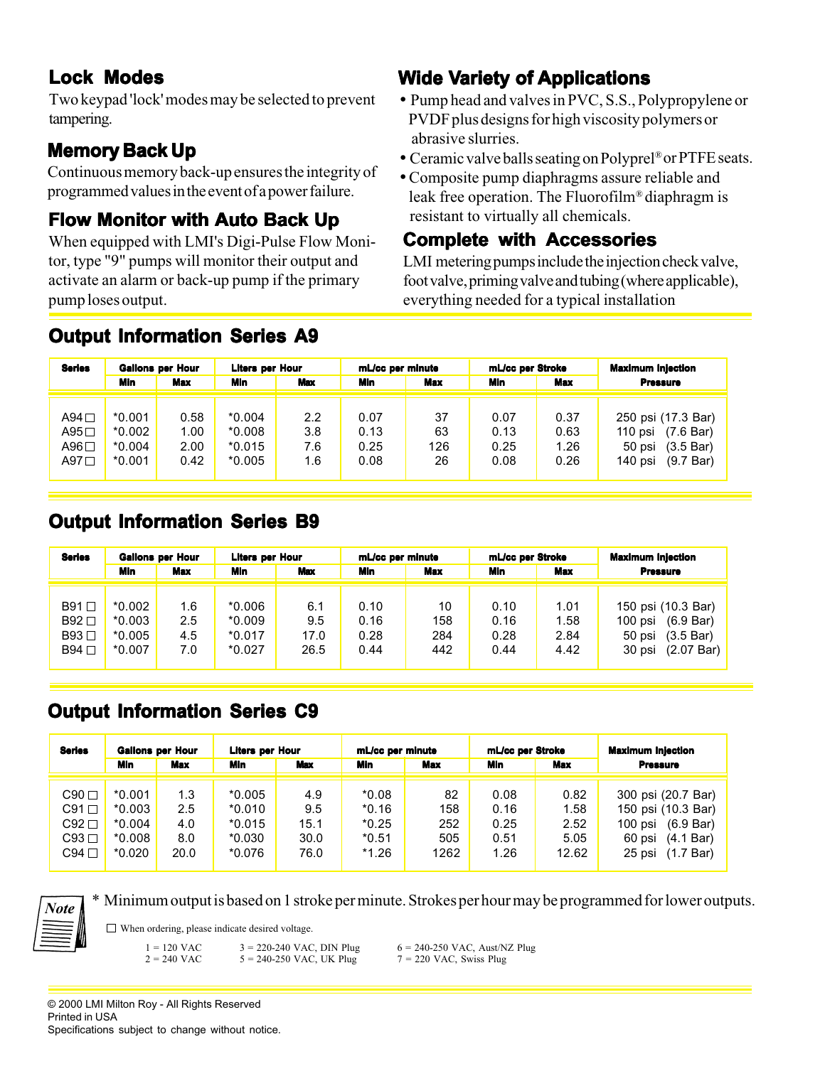## Lock Modes

Two keypad 'lock' modes may be selected to prevent tampering.

## Memory Back Up

Continuous memory back-up ensures the integrity of programmed values in the event of a power failure.

## Flow Monitor with Auto Back Up

When equipped with LMI's Digi-Pulse Flow Monitor, type "9" pumps will monitor their output and activate an alarm or back-up pump if the primary pump loses output.

## Wide Variety of Applications

- Pump head and valves in PVC, S.S., Polypropylene or PVDF plus designs for high viscosity polymers or abrasive slurries.
- Ceramic valve balls seating on Polyprel® or PTFE seats.
- Composite pump diaphragms assure reliable and leak free operation. The Fluorofilm® diaphragm is resistant to virtually all chemicals.

## Complete with Accessories

LMI metering pumps include the injection check valve, foot valve, priming valve and tubing (where applicable), everything needed for a typical installation

## Output Information Series A9

| Series | Gallons per Hour | | Liters per Hour | | mL/cc per minute | | mL/cc per Stroke | | Maximum Injection Pressure |
|---|---|---|---|---|---|---|---|---|---|
| | Min | Max | Min | Max | Min | Max | Min | Max | |
| A94☐ | *0.001 | 0.58 | *0.004 | 2.2 | 0.07 | 37 | 0.07 | 0.37 | 250 psi (17.3 Bar) |
| A95☐ | *0.002 | 1.00 | *0.008 | 3.8 | 0.13 | 63 | 0.13 | 0.63 | 110 psi (7.6 Bar) |
| A96☐ | *0.004 | 2.00 | *0.015 | 7.6 | 0.25 | 126 | 0.25 | 1.26 | 50 psi (3.5 Bar) |
| A97☐ | *0.001 | 0.42 | *0.005 | 1.6 | 0.08 | 26 | 0.08 | 0.26 | 140 psi (9.7 Bar) |

## Output Information Series B9

| Series | Gallons per Hour | | Liters per Hour | | mL/cc per minute | | mL/cc per Stroke | | Maximum Injection Pressure |
|---|---|---|---|---|---|---|---|---|---|
| | Min | Max | Min | Max | Min | Max | Min | Max | |
| B91☐ | *0.002 | 1.6 | *0.006 | 6.1 | 0.10 | 10 | 0.10 | 1.01 | 150 psi (10.3 Bar) |
| B92☐ | *0.003 | 2.5 | *0.009 | 9.5 | 0.16 | 158 | 0.16 | 1.58 | 100 psi (6.9 Bar) |
| B93☐ | *0.005 | 4.5 | *0.017 | 17.0 | 0.28 | 284 | 0.28 | 2.84 | 50 psi (3.5 Bar) |
| B94☐ | *0.007 | 7.0 | *0.027 | 26.5 | 0.44 | 442 | 0.44 | 4.42 | 30 psi (2.07 Bar) |

## Output Information Series C9

| Series | Gallons per Hour | | Liters per Hour | | mL/cc per minute | | mL/cc per Stroke | | Maximum Injection Pressure |
|---|---|---|---|---|---|---|---|---|---|
| | Min | Max | Min | Max | Min | Max | Min | Max | |
| C90☐ | *0.001 | 1.3 | *0.005 | 4.9 | *0.08 | 82 | 0.08 | 0.82 | 300 psi (20.7 Bar) |
| C91☐ | *0.003 | 2.5 | *0.010 | 9.5 | *0.16 | 158 | 0.16 | 1.58 | 150 psi (10.3 Bar) |
| C92☐ | *0.004 | 4.0 | *0.015 | 15.1 | *0.25 | 252 | 0.25 | 2.52 | 100 psi (6.9 Bar) |
| C93☐ | *0.008 | 8.0 | *0.030 | 30.0 | *0.51 | 505 | 0.51 | 5.05 | 60 psi (4.1 Bar) |
| C94☐ | *0.020 | 20.0 | *0.076 | 76.0 | *1.26 | 1262 | 1.26 | 12.62 | 25 psi (1.7 Bar) |

Note

* Minimum output is based on 1 stroke per minute. Strokes per hour may be programmed for lower outputs.

☐ When ordering, please indicate desired voltage.

1 = 120 VAC
2 = 240 VAC
3 = 220-240 VAC, DIN Plug
5 = 240-250 VAC, UK Plug
6 = 240-250 VAC, Aust/NZ Plug
7 = 220 VAC, Swiss Plug

© 2000 LMI Milton Roy - All Rights Reserved
Printed in USA
Specifications subject to change without notice.